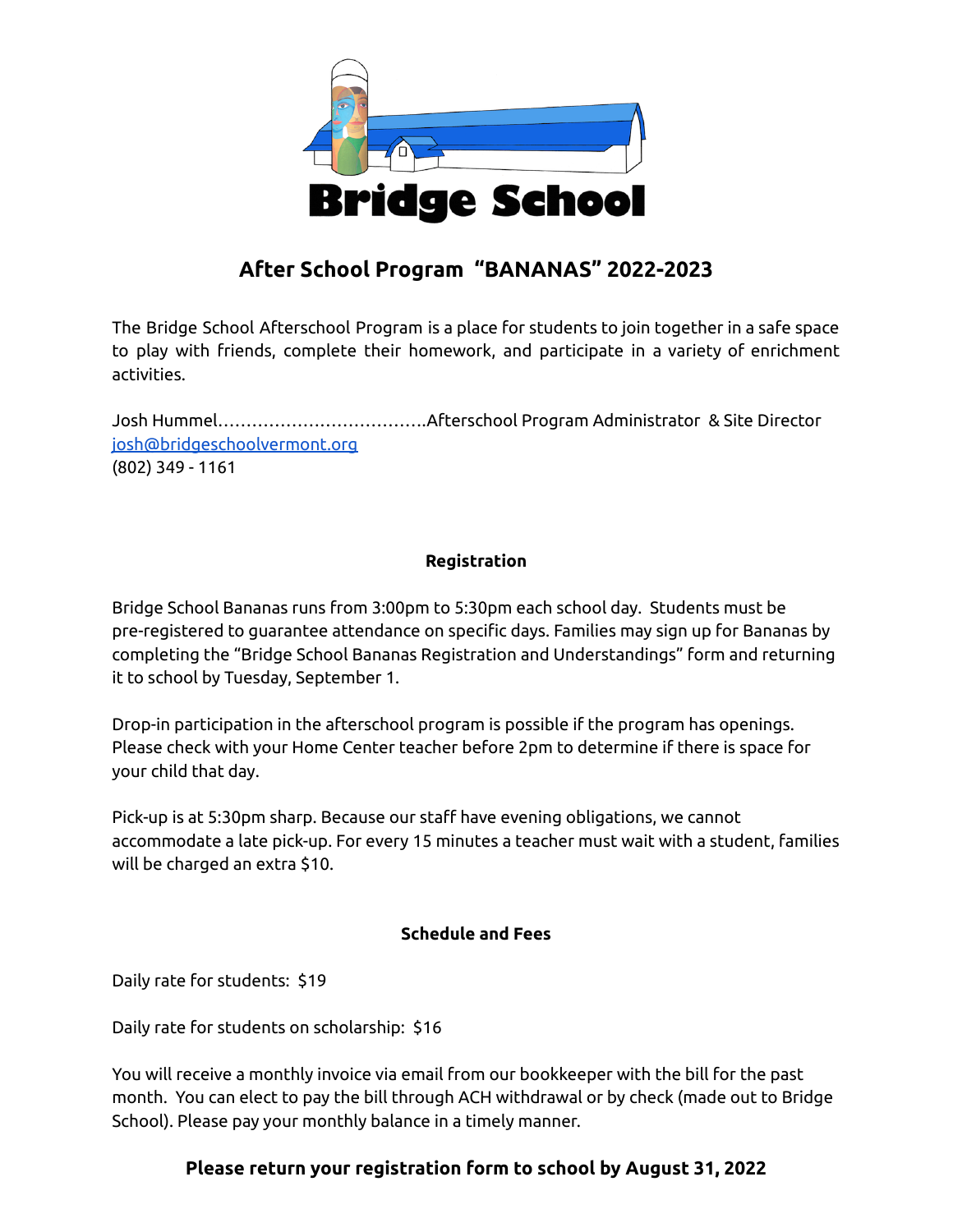# Bridge School

## After School Program "BANANAS" 2022-2023

The Bridge School Afterschool Program is a place for students to join together in a safe space to play with friends, complete their homework, and participate in a variety of enrichment activities.

Josh Hummel……………………………….Afterschool Program Administrator & Site Director
josh@bridgeschoolvermont.org
(802) 349 - 1161

### Registration

Bridge School Bananas runs from 3:00pm to 5:30pm each school day. Students must be pre-registered to guarantee attendance on specific days. Families may sign up for Bananas by completing the "Bridge School Bananas Registration and Understandings" form and returning it to school by Tuesday, September 1.

Drop-in participation in the afterschool program is possible if the program has openings. Please check with your Home Center teacher before 2pm to determine if there is space for your child that day.

Pick-up is at 5:30pm sharp. Because our staff have evening obligations, we cannot accommodate a late pick-up. For every 15 minutes a teacher must wait with a student, families will be charged an extra $10.

### Schedule and Fees

Daily rate for students: $19

Daily rate for students on scholarship: $16

You will receive a monthly invoice via email from our bookkeeper with the bill for the past month. You can elect to pay the bill through ACH withdrawal or by check (made out to Bridge School). Please pay your monthly balance in a timely manner.

**Please return your registration form to school by August 31, 2022**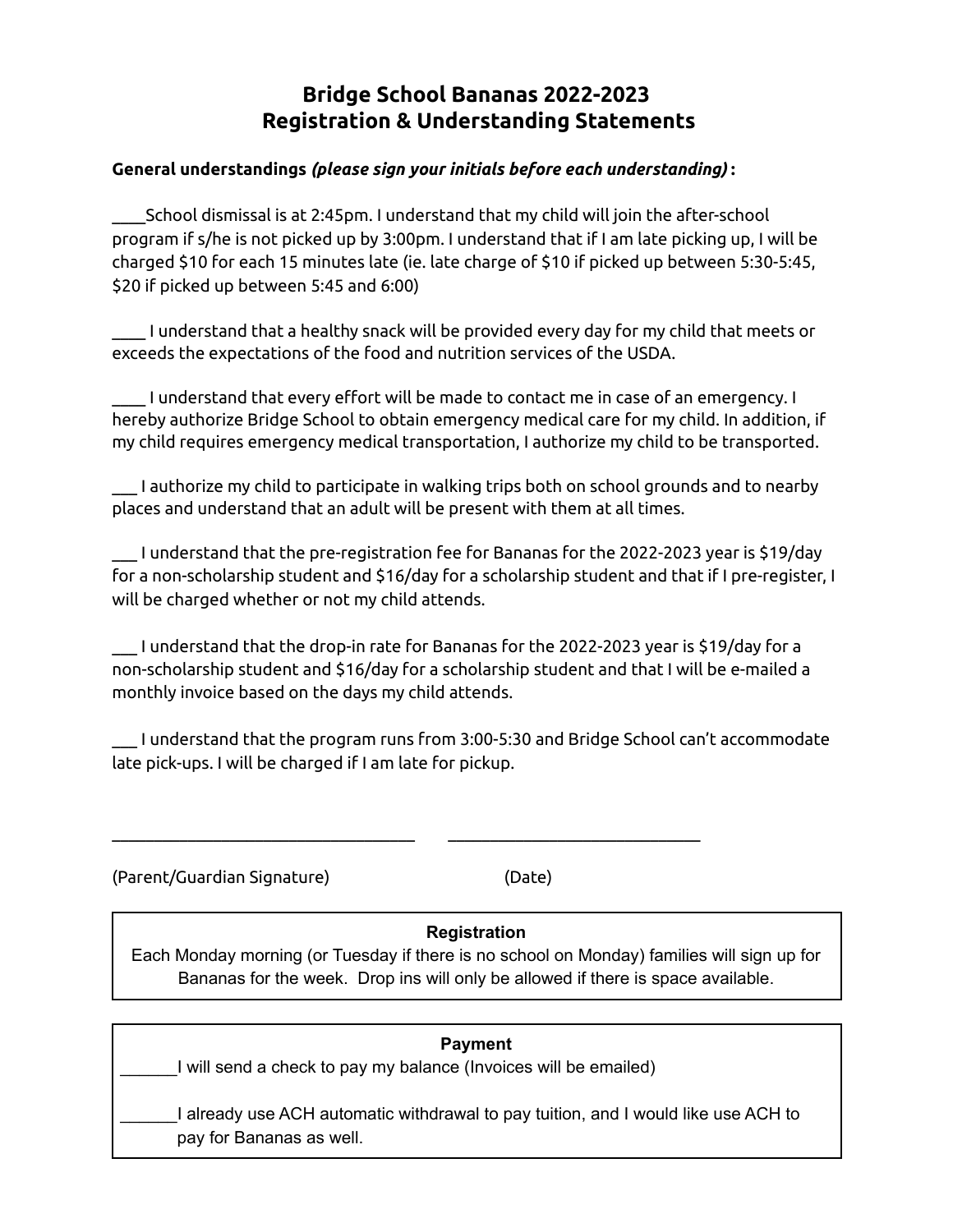# Bridge School Bananas 2022-2023
# Registration & Understanding Statements

**General understandings *(please sign your initials before each understanding)*:**

____School dismissal is at 2:45pm. I understand that my child will join the after-school program if s/he is not picked up by 3:00pm. I understand that if I am late picking up, I will be charged $10 for each 15 minutes late (ie. late charge of $10 if picked up between 5:30-5:45, $20 if picked up between 5:45 and 6:00)

____ I understand that a healthy snack will be provided every day for my child that meets or exceeds the expectations of the food and nutrition services of the USDA.

____ I understand that every effort will be made to contact me in case of an emergency. I hereby authorize Bridge School to obtain emergency medical care for my child. In addition, if my child requires emergency medical transportation, I authorize my child to be transported.

___ I authorize my child to participate in walking trips both on school grounds and to nearby places and understand that an adult will be present with them at all times.

___ I understand that the pre-registration fee for Bananas for the 2022-2023 year is $19/day for a non-scholarship student and $16/day for a scholarship student and that if I pre-register, I will be charged whether or not my child attends.

___ I understand that the drop-in rate for Bananas for the 2022-2023 year is $19/day for a non-scholarship student and $16/day for a scholarship student and that I will be e-mailed a monthly invoice based on the days my child attends.

___ I understand that the program runs from 3:00-5:30 and Bridge School can't accommodate late pick-ups. I will be charged if I am late for pickup.

_________________________________ _________________________

(Parent/Guardian Signature) (Date)

**Registration**

Each Monday morning (or Tuesday if there is no school on Monday) families will sign up for Bananas for the week. Drop ins will only be allowed if there is space available.

**Payment**

______I will send a check to pay my balance (Invoices will be emailed)

______I already use ACH automatic withdrawal to pay tuition, and I would like use ACH to pay for Bananas as well.